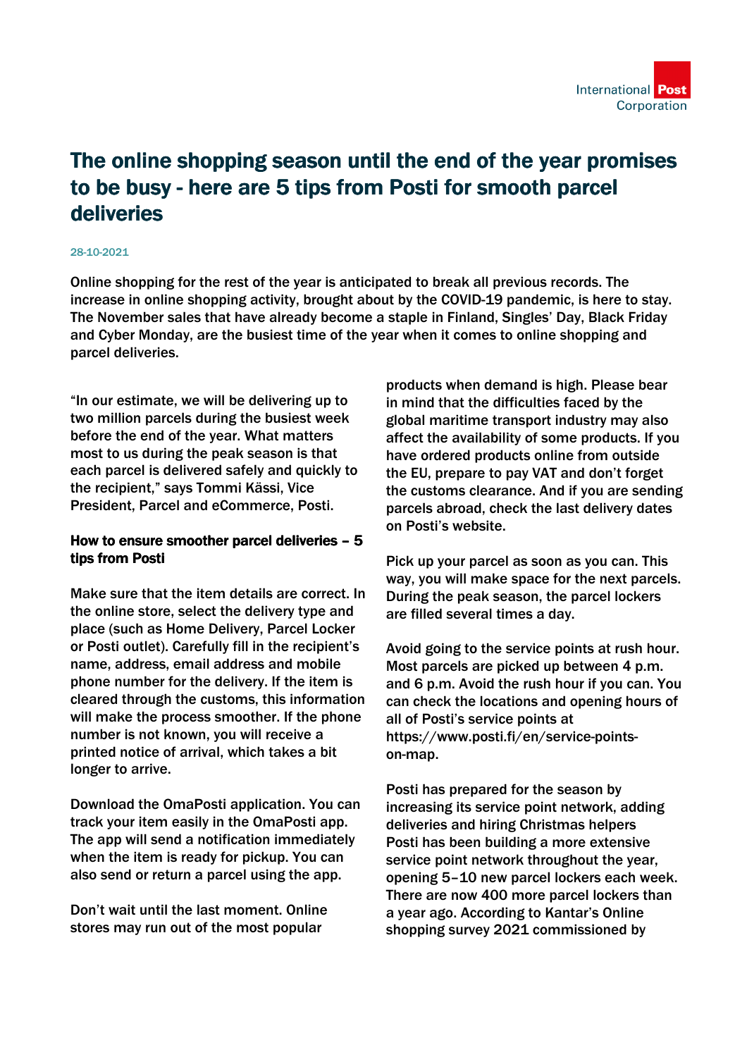# The online shopping season until the end of the year promises to be busy - here are 5 tips from Posti for smooth parcel deliveries

28-10-2021

Online shopping for the rest of the year is anticipated to break all previous records. The increase in online shopping activity, brought about by the COVID-19 pandemic, is here to stay. The November sales that have already become a staple in Finland, Singles' Day, Black Friday and Cyber Monday, are the busiest time of the year when it comes to online shopping and parcel deliveries.

"In our estimate, we will be delivering up to two million parcels during the busiest week before the end of the year. What matters most to us during the peak season is that each parcel is delivered safely and quickly to the recipient," says Tommi Kässi, Vice President, Parcel and eCommerce, Posti.

## How to ensure smoother parcel deliveries – 5 tips from Posti

Make sure that the item details are correct. In the online store, select the delivery type and place (such as Home Delivery, Parcel Locker or Posti outlet). Carefully fill in the recipient's name, address, email address and mobile phone number for the delivery. If the item is cleared through the customs, this information will make the process smoother. If the phone number is not known, you will receive a printed notice of arrival, which takes a bit longer to arrive.

Download the OmaPosti application. You can track your item easily in the OmaPosti app. The app will send a notification immediately when the item is ready for pickup. You can also send or return a parcel using the app.

Don't wait until the last moment. Online stores may run out of the most popular products when demand is high. Please bear in mind that the difficulties faced by the global maritime transport industry may also affect the availability of some products. If you have ordered products online from outside the EU, prepare to pay VAT and don't forget the customs clearance. And if you are sending parcels abroad, check the last delivery dates on Posti's website.

Pick up your parcel as soon as you can. This way, you will make space for the next parcels. During the peak season, the parcel lockers are filled several times a day.

Avoid going to the service points at rush hour. Most parcels are picked up between 4 p.m. and 6 p.m. Avoid the rush hour if you can. You can check the locations and opening hours of all of Posti's service points at https://www.posti.fi/en/service-points-on-map.

## Posti has prepared for the season by increasing its service point network, adding deliveries and hiring Christmas helpers

Posti has been building a more extensive service point network throughout the year, opening 5–10 new parcel lockers each week. There are now 400 more parcel lockers than a year ago. According to Kantar's Online shopping survey 2021 commissioned by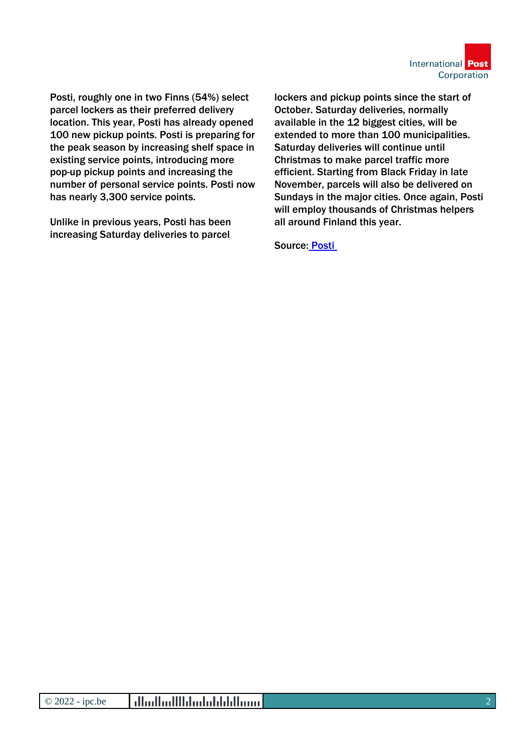Posti, roughly one in two Finns (54%) select parcel lockers as their preferred delivery location. This year, Posti has already opened 100 new pickup points. Posti is preparing for the peak season by increasing shelf space in existing service points, introducing more pop-up pickup points and increasing the number of personal service points. Posti now has nearly 3,300 service points.

Unlike in previous years, Posti has been increasing Saturday deliveries to parcel lockers and pickup points since the start of October. Saturday deliveries, normally available in the 12 biggest cities, will be extended to more than 100 municipalities. Saturday deliveries will continue until Christmas to make parcel traffic more efficient. Starting from Black Friday in late November, parcels will also be delivered on Sundays in the major cities. Once again, Posti will employ thousands of Christmas helpers all around Finland this year.

Source: Posti